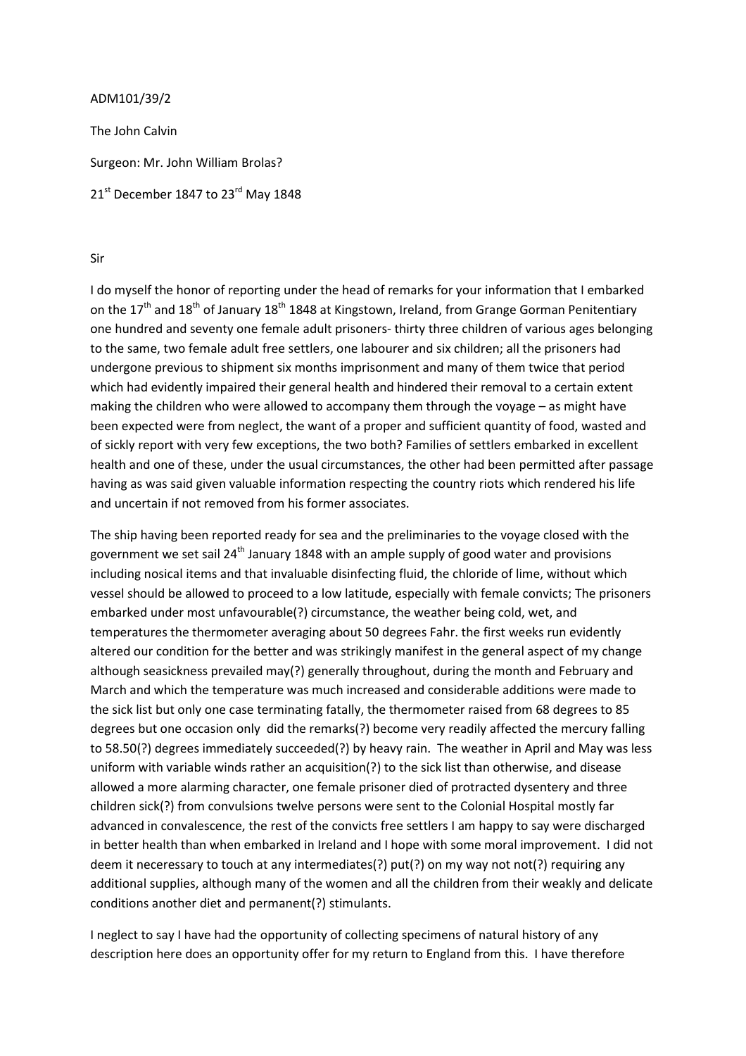ADM101/39/2

The John Calvin

Surgeon: Mr. John William Brolas?

21st December 1847 to 23rd May 1848

Sir

I do myself the honor of reporting under the head of remarks for your information that I embarked on the 17th and 18th of January 18th 1848 at Kingstown, Ireland, from Grange Gorman Penitentiary one hundred and seventy one female adult prisoners- thirty three children of various ages belonging to the same, two female adult free settlers, one labourer and six children; all the prisoners had undergone previous to shipment six months imprisonment and many of them twice that period which had evidently impaired their general health and hindered their removal to a certain extent making the children who were allowed to accompany them through the voyage – as might have been expected were from neglect, the want of a proper and sufficient quantity of food, wasted and of sickly report with very few exceptions, the two both? Families of settlers embarked in excellent health and one of these, under the usual circumstances, the other had been permitted after passage having as was said given valuable information respecting the country riots which rendered his life and uncertain if not removed from his former associates.

The ship having been reported ready for sea and the preliminaries to the voyage closed with the government we set sail 24th January 1848 with an ample supply of good water and provisions including nosical items and that invaluable disinfecting fluid, the chloride of lime, without which vessel should be allowed to proceed to a low latitude, especially with female convicts; The prisoners embarked under most unfavourable(?) circumstance, the weather being cold, wet, and temperatures the thermometer averaging about 50 degrees Fahr. the first weeks run evidently altered our condition for the better and was strikingly manifest in the general aspect of my change although seasickness prevailed may(?) generally throughout, during the month and February and March and which the temperature was much increased and considerable additions were made to the sick list but only one case terminating fatally, the thermometer raised from 68 degrees to 85 degrees but one occasion only did the remarks(?) become very readily affected the mercury falling to 58.50(?) degrees immediately succeeded(?) by heavy rain. The weather in April and May was less uniform with variable winds rather an acquisition(?) to the sick list than otherwise, and disease allowed a more alarming character, one female prisoner died of protracted dysentery and three children sick(?) from convulsions twelve persons were sent to the Colonial Hospital mostly far advanced in convalescence, the rest of the convicts free settlers I am happy to say were discharged in better health than when embarked in Ireland and I hope with some moral improvement. I did not deem it neceressary to touch at any intermediates(?) put(?) on my way not not(?) requiring any additional supplies, although many of the women and all the children from their weakly and delicate conditions another diet and permanent(?) stimulants.

I neglect to say I have had the opportunity of collecting specimens of natural history of any description here does an opportunity offer for my return to England from this. I have therefore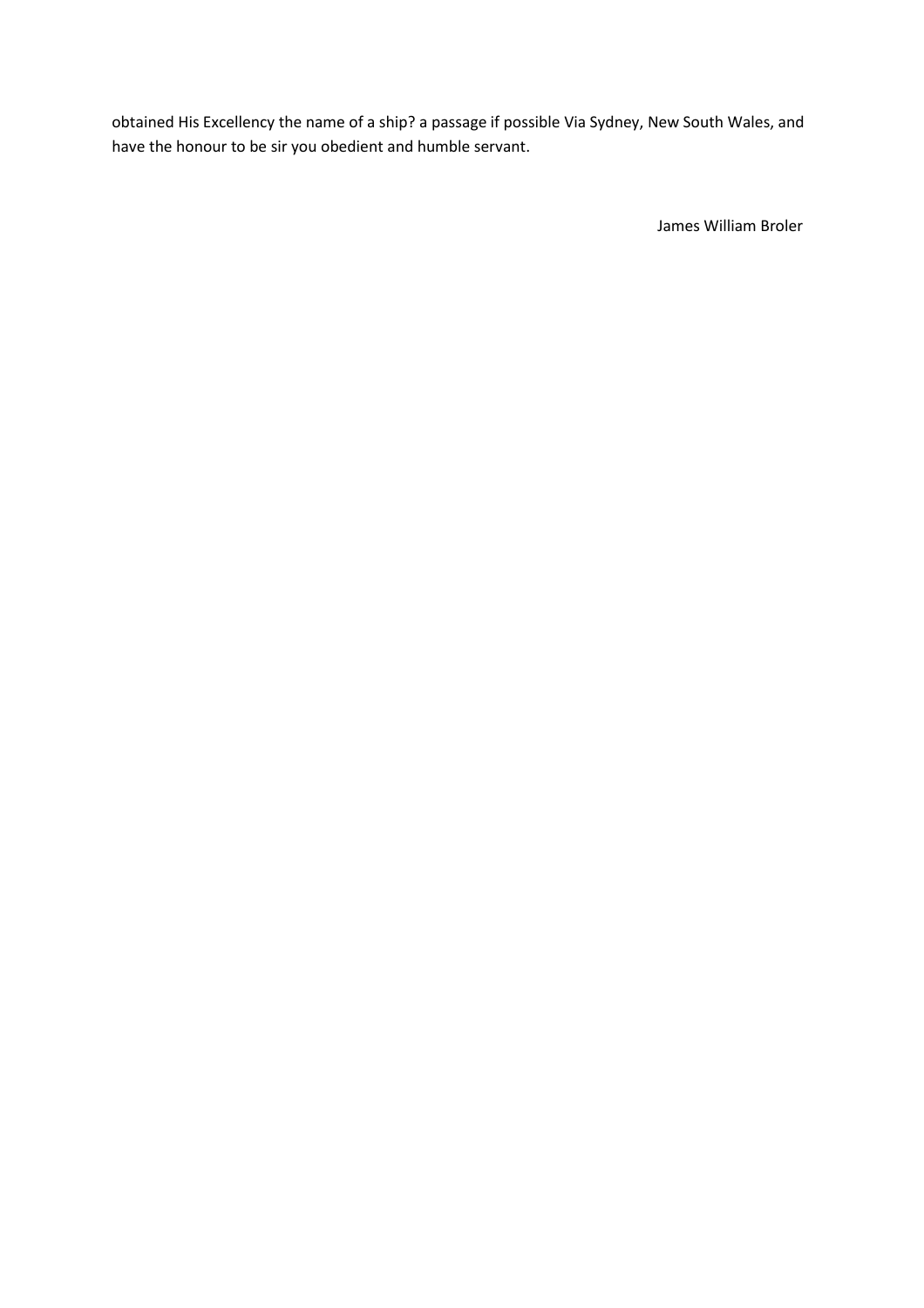obtained His Excellency the name of a ship? a passage if possible Via Sydney, New South Wales, and have the honour to be sir you obedient and humble servant.

James William Broler